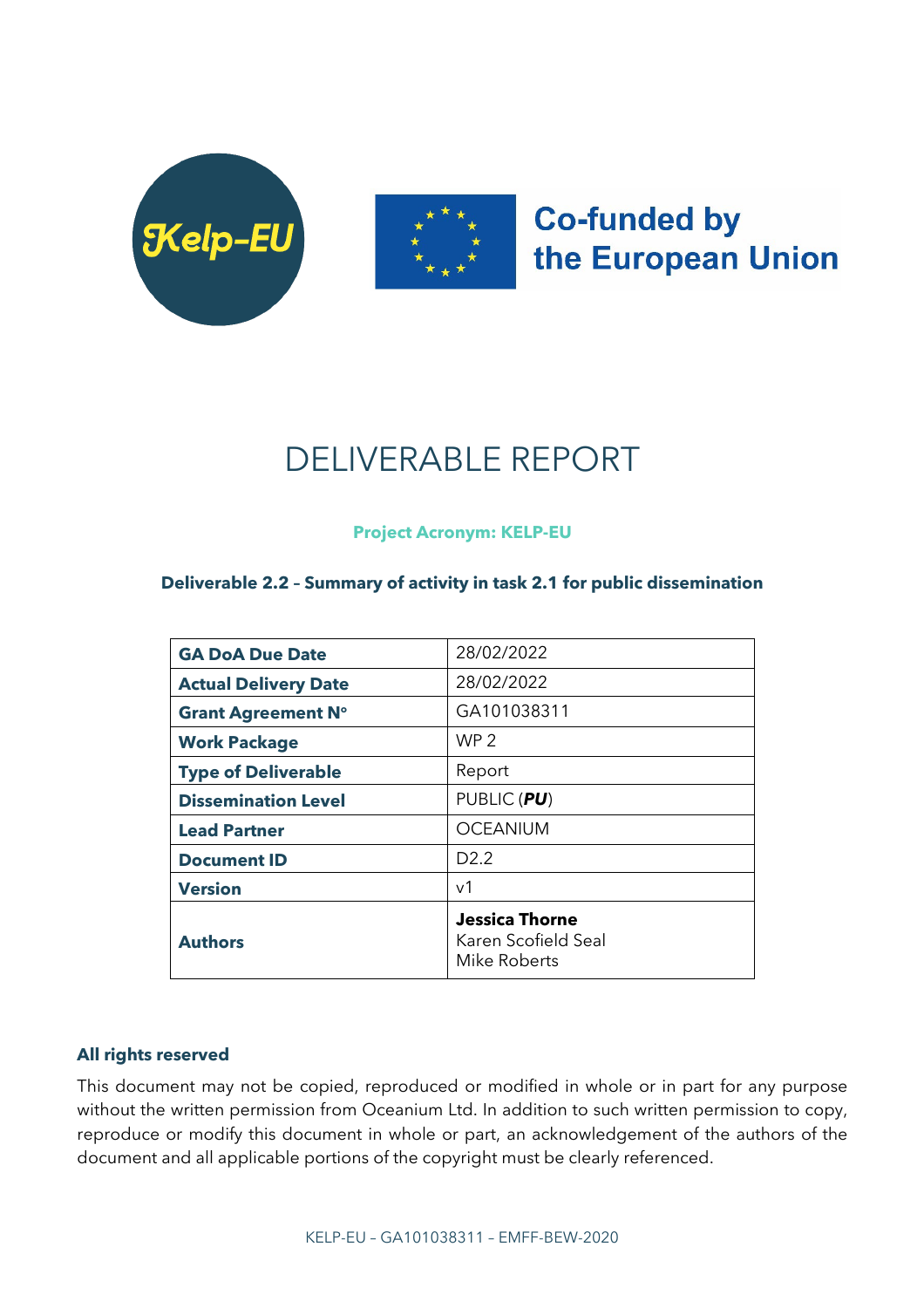Kelp-EU

Co-funded by the European Union

# DELIVERABLE REPORT

**Project Acronym: KELP-EU**

**Deliverable 2.2 – Summary of activity in task 2.1 for public dissemination**

| | |
|---|---|
| **GA DoA Due Date** | 28/02/2022 |
| **Actual Delivery Date** | 28/02/2022 |
| **Grant Agreement N°** | GA101038311 |
| **Work Package** | WP 2 |
| **Type of Deliverable** | Report |
| **Dissemination Level** | PUBLIC (***PU***) |
| **Lead Partner** | OCEANIUM |
| **Document ID** | D2.2 |
| **Version** | v1 |
| **Authors** | **Jessica Thorne**<br>Karen Scofield Seal<br>Mike Roberts |

**All rights reserved**

This document may not be copied, reproduced or modified in whole or in part for any purpose without the written permission from Oceanium Ltd. In addition to such written permission to copy, reproduce or modify this document in whole or part, an acknowledgement of the authors of the document and all applicable portions of the copyright must be clearly referenced.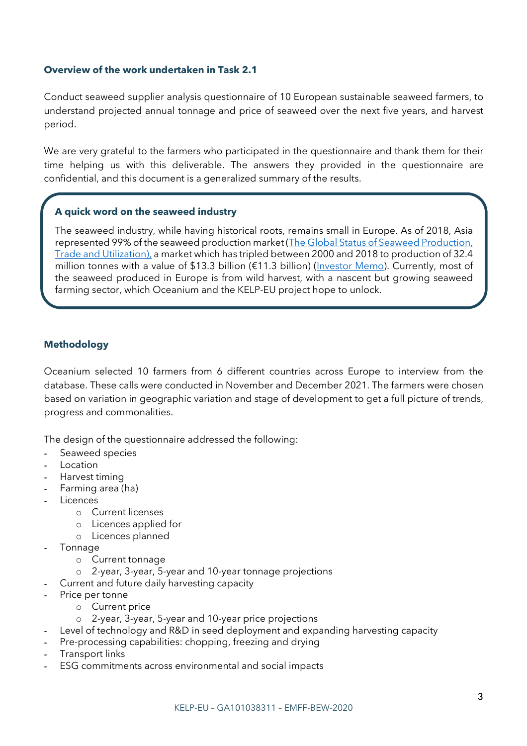### Overview of the work undertaken in Task 2.1

Conduct seaweed supplier analysis questionnaire of 10 European sustainable seaweed farmers, to understand projected annual tonnage and price of seaweed over the next five years, and harvest period.

We are very grateful to the farmers who participated in the questionnaire and thank them for their time helping us with this deliverable. The answers they provided in the questionnaire are confidential, and this document is a generalized summary of the results.

> **A quick word on the seaweed industry**
>
> The seaweed industry, while having historical roots, remains small in Europe. As of 2018, Asia represented 99% of the seaweed production market (The Global Status of Seaweed Production, Trade and Utilization), a market which has tripled between 2000 and 2018 to production of 32.4 million tonnes with a value of $13.3 billion (€11.3 billion) (Investor Memo). Currently, most of the seaweed produced in Europe is from wild harvest, with a nascent but growing seaweed farming sector, which Oceanium and the KELP-EU project hope to unlock.

### Methodology

Oceanium selected 10 farmers from 6 different countries across Europe to interview from the database. These calls were conducted in November and December 2021. The farmers were chosen based on variation in geographic variation and stage of development to get a full picture of trends, progress and commonalities.

The design of the questionnaire addressed the following:

- Seaweed species
- Location
- Harvest timing
- Farming area (ha)
- Licences
  - Current licenses
  - Licences applied for
  - Licences planned
- Tonnage
  - Current tonnage
  - 2-year, 3-year, 5-year and 10-year tonnage projections
- Current and future daily harvesting capacity
- Price per tonne
  - Current price
  - 2-year, 3-year, 5-year and 10-year price projections
- Level of technology and R&D in seed deployment and expanding harvesting capacity
- Pre-processing capabilities: chopping, freezing and drying
- Transport links
- ESG commitments across environmental and social impacts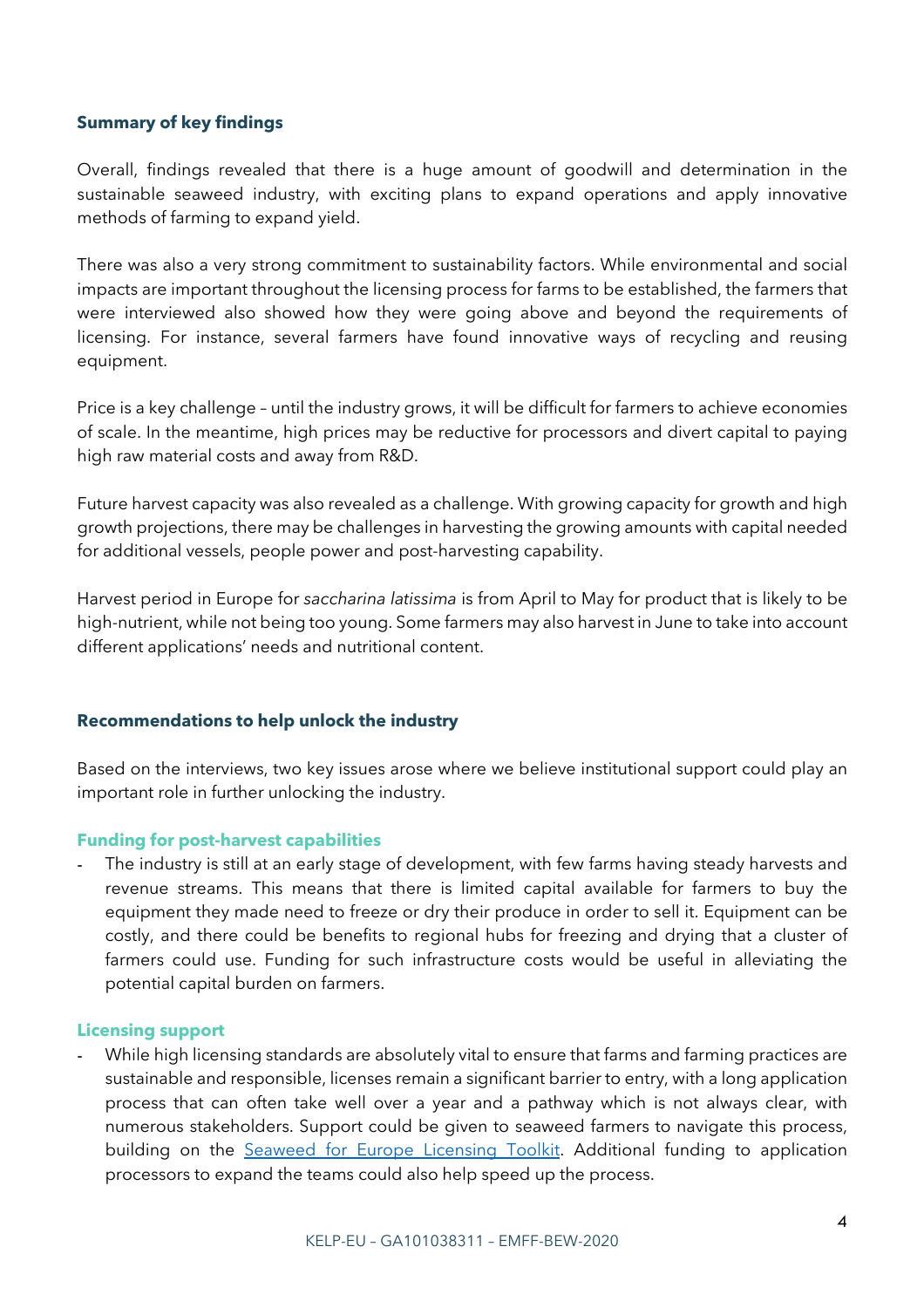## Summary of key findings

Overall, findings revealed that there is a huge amount of goodwill and determination in the sustainable seaweed industry, with exciting plans to expand operations and apply innovative methods of farming to expand yield.

There was also a very strong commitment to sustainability factors. While environmental and social impacts are important throughout the licensing process for farms to be established, the farmers that were interviewed also showed how they were going above and beyond the requirements of licensing. For instance, several farmers have found innovative ways of recycling and reusing equipment.

Price is a key challenge – until the industry grows, it will be difficult for farmers to achieve economies of scale. In the meantime, high prices may be reductive for processors and divert capital to paying high raw material costs and away from R&D.

Future harvest capacity was also revealed as a challenge. With growing capacity for growth and high growth projections, there may be challenges in harvesting the growing amounts with capital needed for additional vessels, people power and post-harvesting capability.

Harvest period in Europe for *saccharina latissima* is from April to May for product that is likely to be high-nutrient, while not being too young. Some farmers may also harvest in June to take into account different applications' needs and nutritional content.

## Recommendations to help unlock the industry

Based on the interviews, two key issues arose where we believe institutional support could play an important role in further unlocking the industry.

### Funding for post-harvest capabilities

- The industry is still at an early stage of development, with few farms having steady harvests and revenue streams. This means that there is limited capital available for farmers to buy the equipment they made need to freeze or dry their produce in order to sell it. Equipment can be costly, and there could be benefits to regional hubs for freezing and drying that a cluster of farmers could use. Funding for such infrastructure costs would be useful in alleviating the potential capital burden on farmers.

### Licensing support

- While high licensing standards are absolutely vital to ensure that farms and farming practices are sustainable and responsible, licenses remain a significant barrier to entry, with a long application process that can often take well over a year and a pathway which is not always clear, with numerous stakeholders. Support could be given to seaweed farmers to navigate this process, building on the Seaweed for Europe Licensing Toolkit. Additional funding to application processors to expand the teams could also help speed up the process.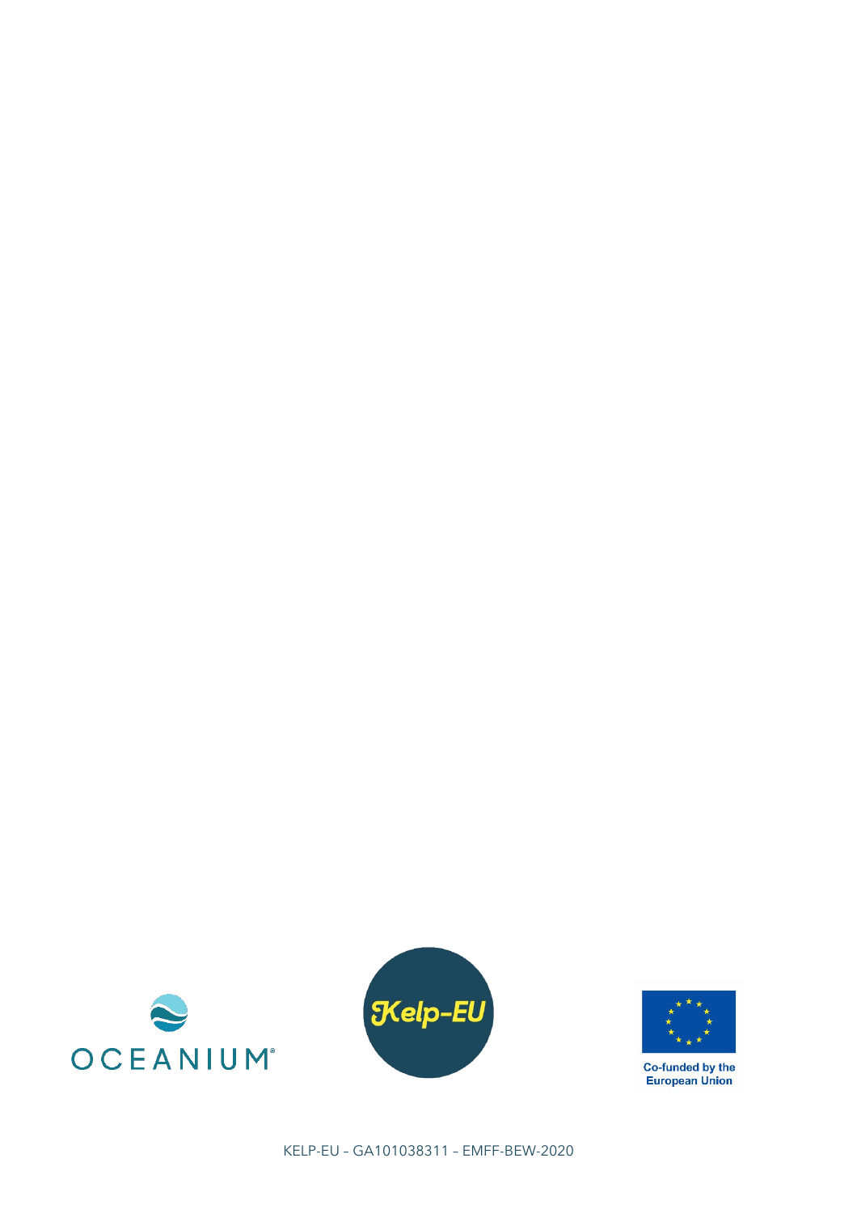OCEANIUM

Kelp-EU

Co-funded by the European Union

KELP-EU – GA101038311 – EMFF-BEW-2020